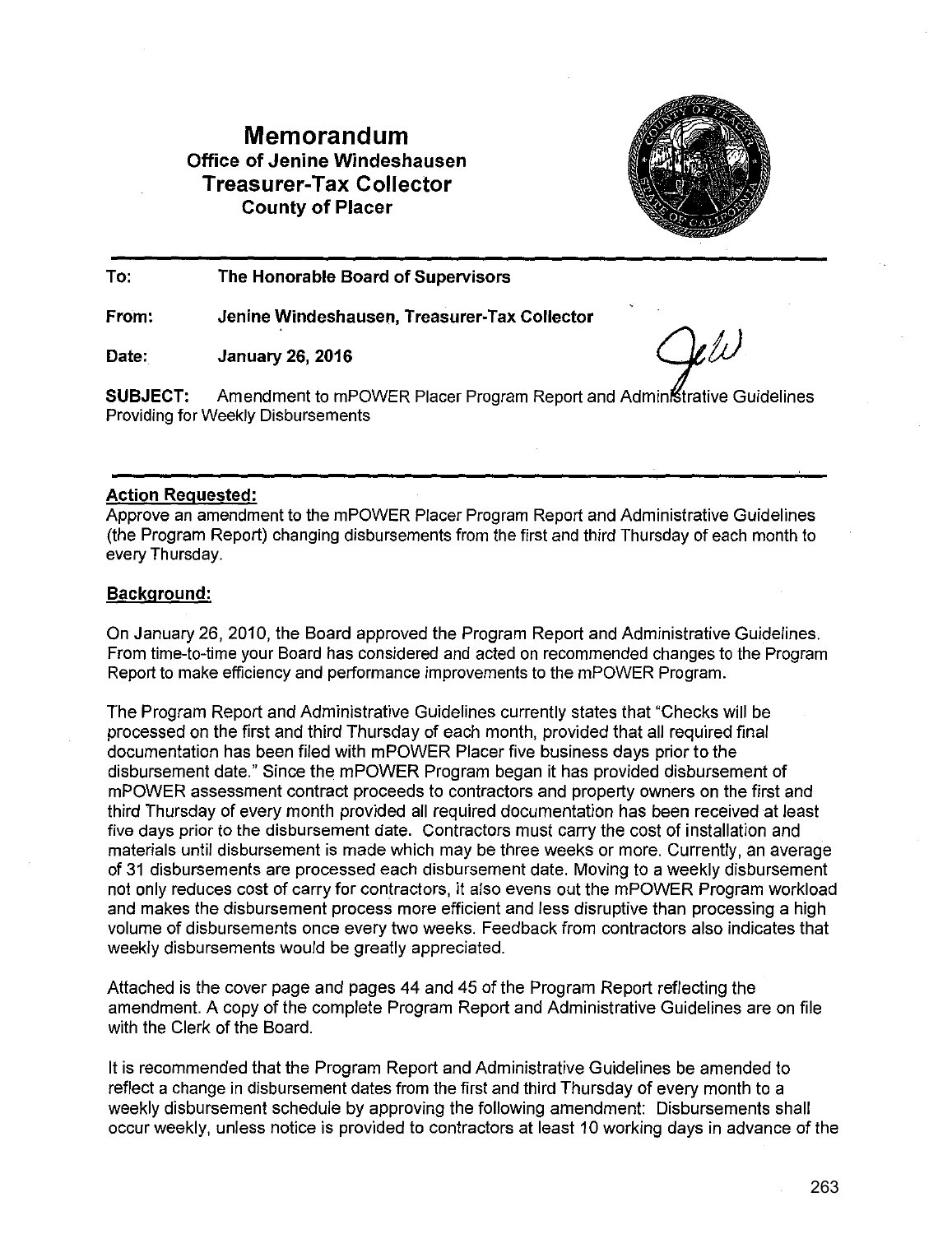# Memorandum

**Office of Jenine Windeshausen**
**Treasurer-Tax Collector**
**County of Placer**

**To:** **The Honorable Board of Supervisors**

**From:** **Jenine Windeshausen, Treasurer-Tax Collector**

**Date:** **January 26, 2016**

**SUBJECT:** Amendment to mPOWER Placer Program Report and Administrative Guidelines Providing for Weekly Disbursements

## Action Requested:

Approve an amendment to the mPOWER Placer Program Report and Administrative Guidelines (the Program Report) changing disbursements from the first and third Thursday of each month to every Thursday.

## Background:

On January 26, 2010, the Board approved the Program Report and Administrative Guidelines. From time-to-time your Board has considered and acted on recommended changes to the Program Report to make efficiency and performance improvements to the mPOWER Program.

The Program Report and Administrative Guidelines currently states that "Checks will be processed on the first and third Thursday of each month, provided that all required final documentation has been filed with mPOWER Placer five business days prior to the disbursement date." Since the mPOWER Program began it has provided disbursement of mPOWER assessment contract proceeds to contractors and property owners on the first and third Thursday of every month provided all required documentation has been received at least five days prior to the disbursement date. Contractors must carry the cost of installation and materials until disbursement is made which may be three weeks or more. Currently, an average of 31 disbursements are processed each disbursement date. Moving to a weekly disbursement not only reduces cost of carry for contractors, it also evens out the mPOWER Program workload and makes the disbursement process more efficient and less disruptive than processing a high volume of disbursements once every two weeks. Feedback from contractors also indicates that weekly disbursements would be greatly appreciated.

Attached is the cover page and pages 44 and 45 of the Program Report reflecting the amendment. A copy of the complete Program Report and Administrative Guidelines are on file with the Clerk of the Board.

It is recommended that the Program Report and Administrative Guidelines be amended to reflect a change in disbursement dates from the first and third Thursday of every month to a weekly disbursement schedule by approving the following amendment: Disbursements shall occur weekly, unless notice is provided to contractors at least 10 working days in advance of the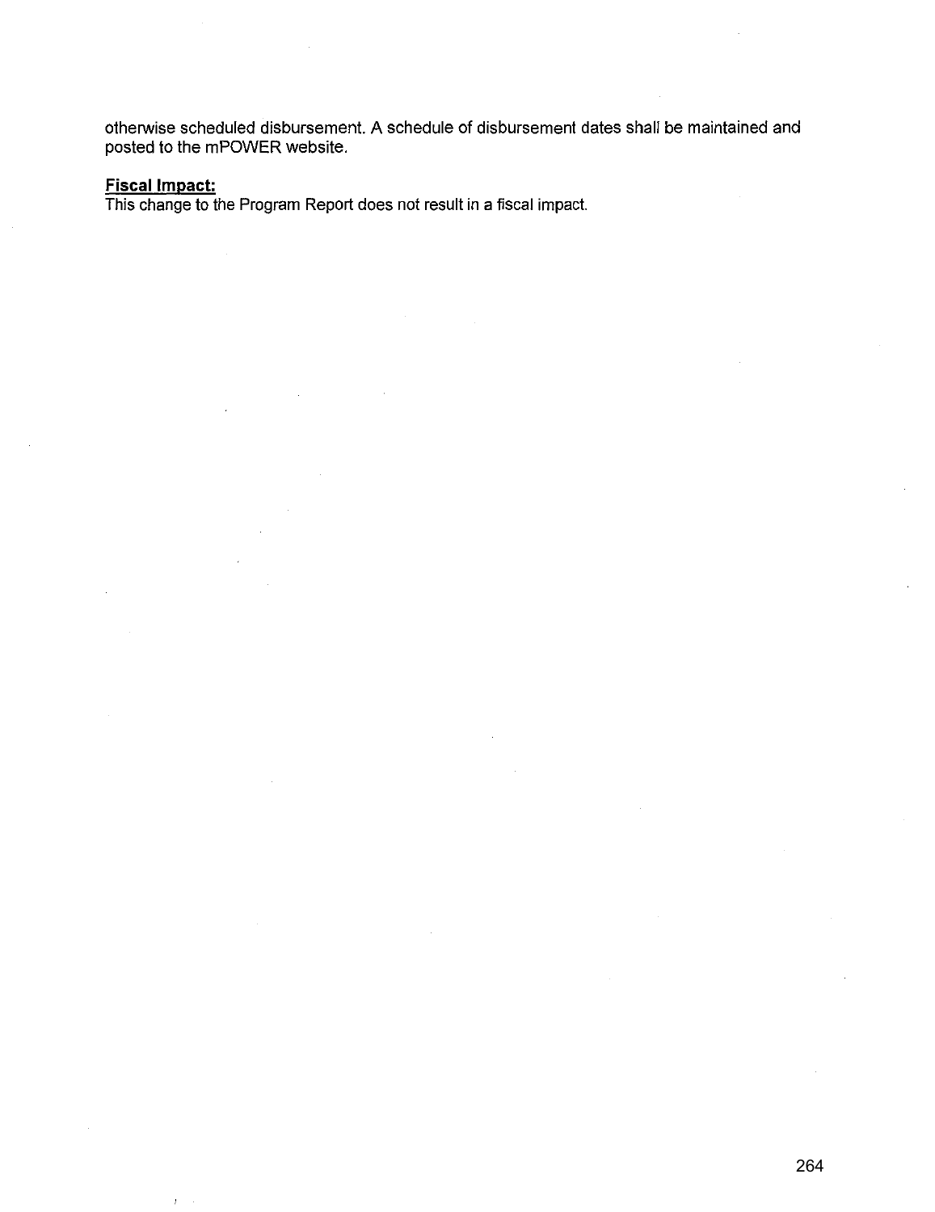otherwise scheduled disbursement. A schedule of disbursement dates shall be maintained and posted to the mPOWER website.

**Fiscal Impact:**

This change to the Program Report does not result in a fiscal impact.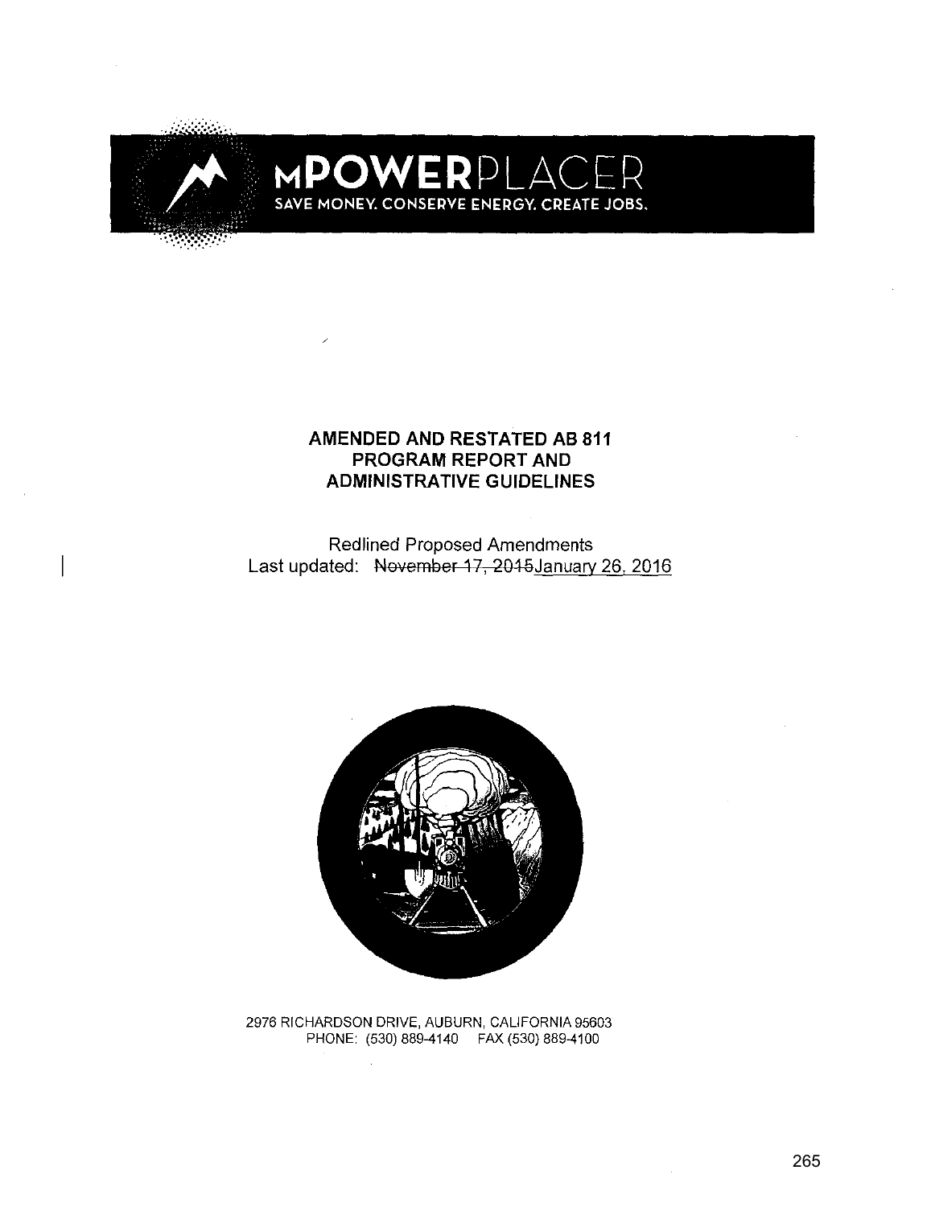# MPOWERPLACER

SAVE MONEY. CONSERVE ENERGY. CREATE JOBS.

**AMENDED AND RESTATED AB 811 PROGRAM REPORT AND ADMINISTRATIVE GUIDELINES**

Redlined Proposed Amendments

Last updated: ~~November 17, 2015~~January 26, 2016

2976 RICHARDSON DRIVE, AUBURN, CALIFORNIA 95603
PHONE: (530) 889-4140 FAX (530) 889-4100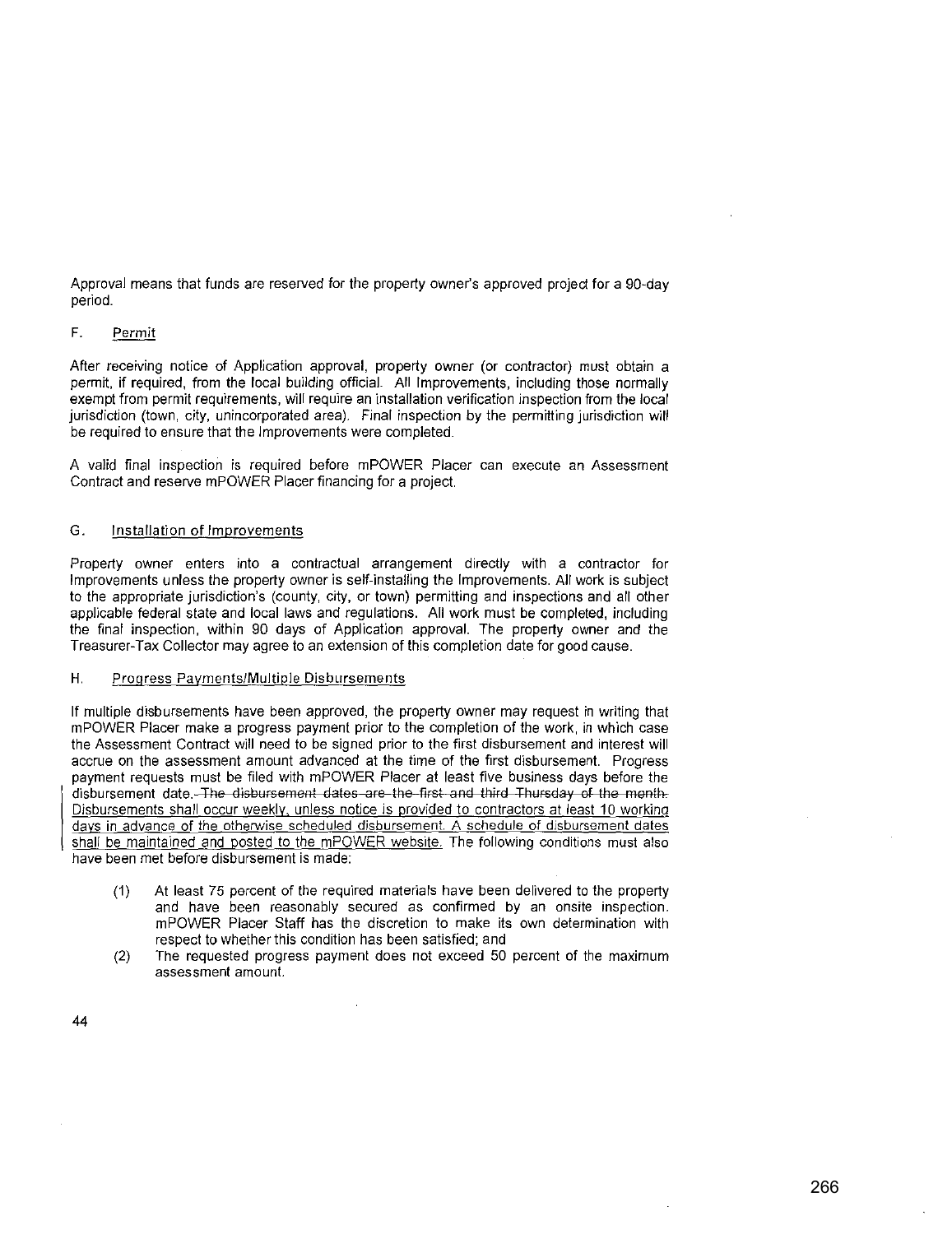Approval means that funds are reserved for the property owner's approved project for a 90-day period.

### F. Permit

After receiving notice of Application approval, property owner (or contractor) must obtain a permit, if required, from the local building official. All Improvements, including those normally exempt from permit requirements, will require an installation verification inspection from the local jurisdiction (town, city, unincorporated area). Final inspection by the permitting jurisdiction will be required to ensure that the Improvements were completed.

A valid final inspection is required before mPOWER Placer can execute an Assessment Contract and reserve mPOWER Placer financing for a project.

### G. Installation of Improvements

Property owner enters into a contractual arrangement directly with a contractor for Improvements unless the property owner is self-installing the Improvements. All work is subject to the appropriate jurisdiction's (county, city, or town) permitting and inspections and all other applicable federal state and local laws and regulations. All work must be completed, including the final inspection, within 90 days of Application approval. The property owner and the Treasurer-Tax Collector may agree to an extension of this completion date for good cause.

### H. Progress Payments/Multiple Disbursements

If multiple disbursements have been approved, the property owner may request in writing that mPOWER Placer make a progress payment prior to the completion of the work, in which case the Assessment Contract will need to be signed prior to the first disbursement and interest will accrue on the assessment amount advanced at the time of the first disbursement. Progress payment requests must be filed with mPOWER Placer at least five business days before the disbursement date. ~~The disbursement dates are the first and third Thursday of the month.~~ Disbursements shall occur weekly, unless notice is provided to contractors at least 10 working days in advance of the otherwise scheduled disbursement. A schedule of disbursement dates shall be maintained and posted to the mPOWER website. The following conditions must also have been met before disbursement is made:

(1) At least 75 percent of the required materials have been delivered to the property and have been reasonably secured as confirmed by an onsite inspection. mPOWER Placer Staff has the discretion to make its own determination with respect to whether this condition has been satisfied; and

(2) The requested progress payment does not exceed 50 percent of the maximum assessment amount.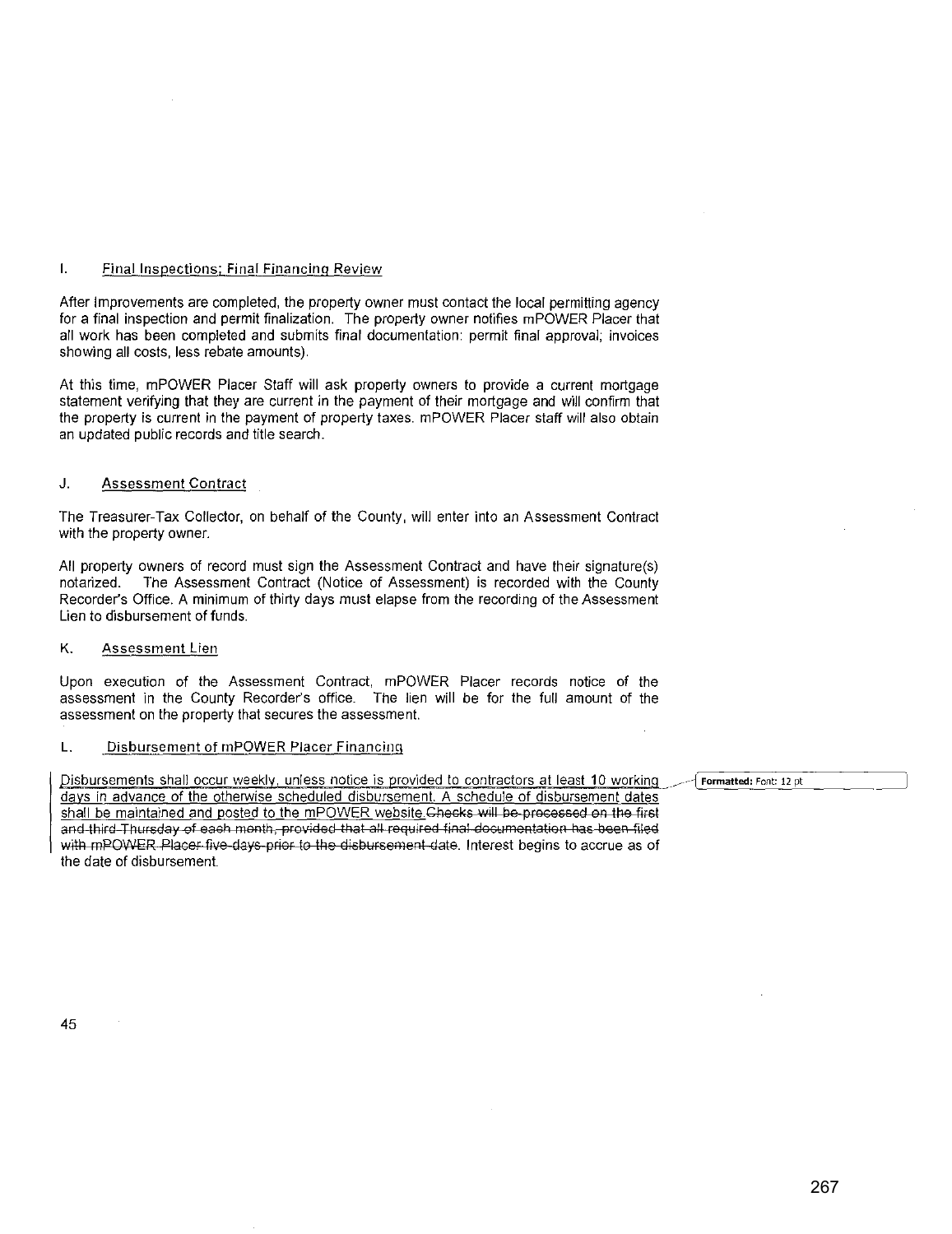### I. Final Inspections; Final Financing Review

After improvements are completed, the property owner must contact the local permitting agency for a final inspection and permit finalization. The property owner notifies mPOWER Placer that all work has been completed and submits final documentation: permit final approval; invoices showing all costs, less rebate amounts).

At this time, mPOWER Placer Staff will ask property owners to provide a current mortgage statement verifying that they are current in the payment of their mortgage and will confirm that the property is current in the payment of property taxes. mPOWER Placer staff will also obtain an updated public records and title search.

### J. Assessment Contract

The Treasurer-Tax Collector, on behalf of the County, will enter into an Assessment Contract with the property owner.

All property owners of record must sign the Assessment Contract and have their signature(s) notarized. The Assessment Contract (Notice of Assessment) is recorded with the County Recorder's Office. A minimum of thirty days must elapse from the recording of the Assessment Lien to disbursement of funds.

### K. Assessment Lien

Upon execution of the Assessment Contract, mPOWER Placer records notice of the assessment in the County Recorder's office. The lien will be for the full amount of the assessment on the property that secures the assessment.

### L. Disbursement of mPOWER Placer Financing

Disbursements shall occur weekly, unless notice is provided to contractors at least 10 working days in advance of the otherwise scheduled disbursement. A schedule of disbursement dates shall be maintained and posted to the mPOWER website.~~Checks will be processed on the first and third Thursday of each month, provided that all required final documentation has been filed with mPOWER Placer five days prior to the disbursement date.~~ Interest begins to accrue as of the date of disbursement.

Formatted: Font: 12 pt